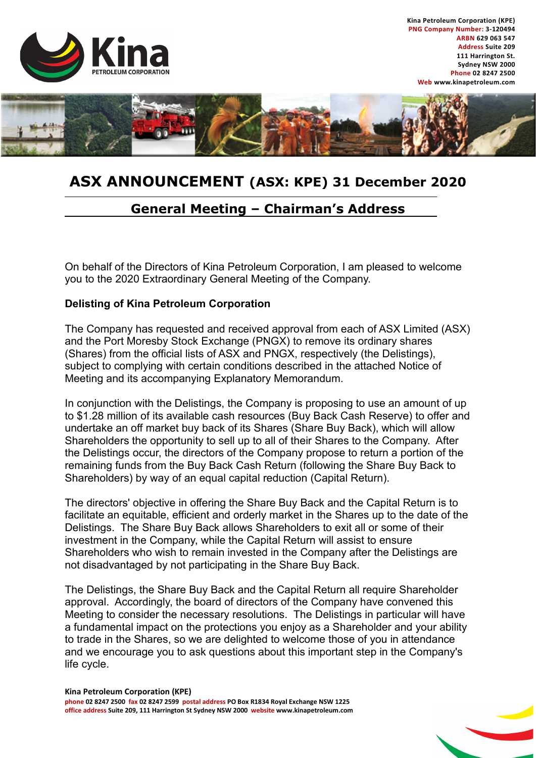Kina Petroleum Corporation (KPE)
PNG Company Number: 3-120494
ARBN 629 063 547
Address Suite 209
111 Harrington St.
Sydney NSW 2000
Phone 02 8247 2500
Web www.kinapetroleum.com

# ASX ANNOUNCEMENT (ASX: KPE) 31 December 2020

## General Meeting – Chairman's Address

On behalf of the Directors of Kina Petroleum Corporation, I am pleased to welcome you to the 2020 Extraordinary General Meeting of the Company.

### Delisting of Kina Petroleum Corporation

The Company has requested and received approval from each of ASX Limited (ASX) and the Port Moresby Stock Exchange (PNGX) to remove its ordinary shares (Shares) from the official lists of ASX and PNGX, respectively (the Delistings), subject to complying with certain conditions described in the attached Notice of Meeting and its accompanying Explanatory Memorandum.

In conjunction with the Delistings, the Company is proposing to use an amount of up to $1.28 million of its available cash resources (Buy Back Cash Reserve) to offer and undertake an off market buy back of its Shares (Share Buy Back), which will allow Shareholders the opportunity to sell up to all of their Shares to the Company. After the Delistings occur, the directors of the Company propose to return a portion of the remaining funds from the Buy Back Cash Return (following the Share Buy Back to Shareholders) by way of an equal capital reduction (Capital Return).

The directors' objective in offering the Share Buy Back and the Capital Return is to facilitate an equitable, efficient and orderly market in the Shares up to the date of the Delistings. The Share Buy Back allows Shareholders to exit all or some of their investment in the Company, while the Capital Return will assist to ensure Shareholders who wish to remain invested in the Company after the Delistings are not disadvantaged by not participating in the Share Buy Back.

The Delistings, the Share Buy Back and the Capital Return all require Shareholder approval. Accordingly, the board of directors of the Company have convened this Meeting to consider the necessary resolutions. The Delistings in particular will have a fundamental impact on the protections you enjoy as a Shareholder and your ability to trade in the Shares, so we are delighted to welcome those of you in attendance and we encourage you to ask questions about this important step in the Company's life cycle.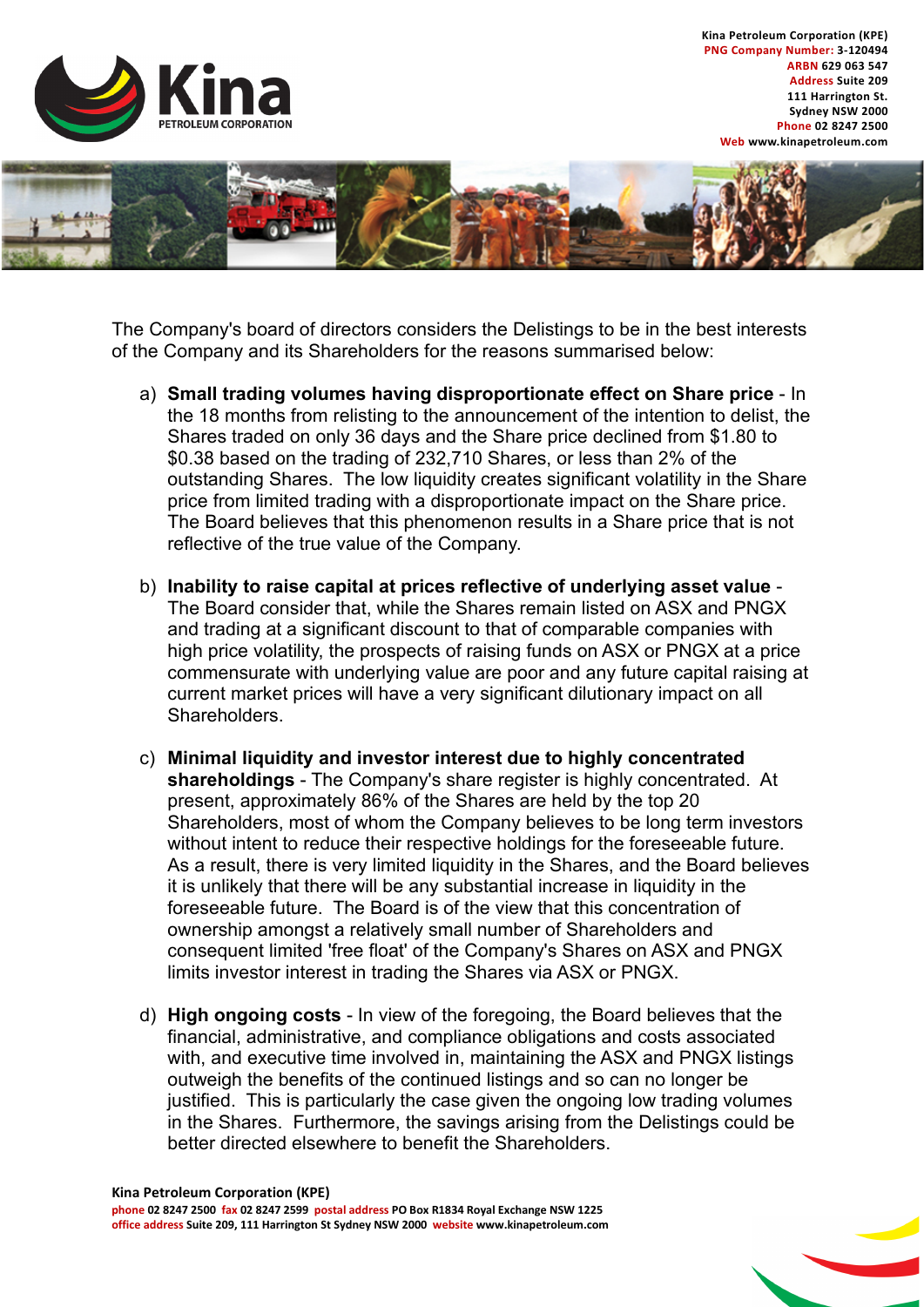The Company's board of directors considers the Delistings to be in the best interests of the Company and its Shareholders for the reasons summarised below:

a) **Small trading volumes having disproportionate effect on Share price** - In the 18 months from relisting to the announcement of the intention to delist, the Shares traded on only 36 days and the Share price declined from $1.80 to $0.38 based on the trading of 232,710 Shares, or less than 2% of the outstanding Shares. The low liquidity creates significant volatility in the Share price from limited trading with a disproportionate impact on the Share price. The Board believes that this phenomenon results in a Share price that is not reflective of the true value of the Company.

b) **Inability to raise capital at prices reflective of underlying asset value** - The Board consider that, while the Shares remain listed on ASX and PNGX and trading at a significant discount to that of comparable companies with high price volatility, the prospects of raising funds on ASX or PNGX at a price commensurate with underlying value are poor and any future capital raising at current market prices will have a very significant dilutionary impact on all Shareholders.

c) **Minimal liquidity and investor interest due to highly concentrated shareholdings** - The Company's share register is highly concentrated. At present, approximately 86% of the Shares are held by the top 20 Shareholders, most of whom the Company believes to be long term investors without intent to reduce their respective holdings for the foreseeable future. As a result, there is very limited liquidity in the Shares, and the Board believes it is unlikely that there will be any substantial increase in liquidity in the foreseeable future. The Board is of the view that this concentration of ownership amongst a relatively small number of Shareholders and consequent limited 'free float' of the Company's Shares on ASX and PNGX limits investor interest in trading the Shares via ASX or PNGX.

d) **High ongoing costs** - In view of the foregoing, the Board believes that the financial, administrative, and compliance obligations and costs associated with, and executive time involved in, maintaining the ASX and PNGX listings outweigh the benefits of the continued listings and so can no longer be justified. This is particularly the case given the ongoing low trading volumes in the Shares. Furthermore, the savings arising from the Delistings could be better directed elsewhere to benefit the Shareholders.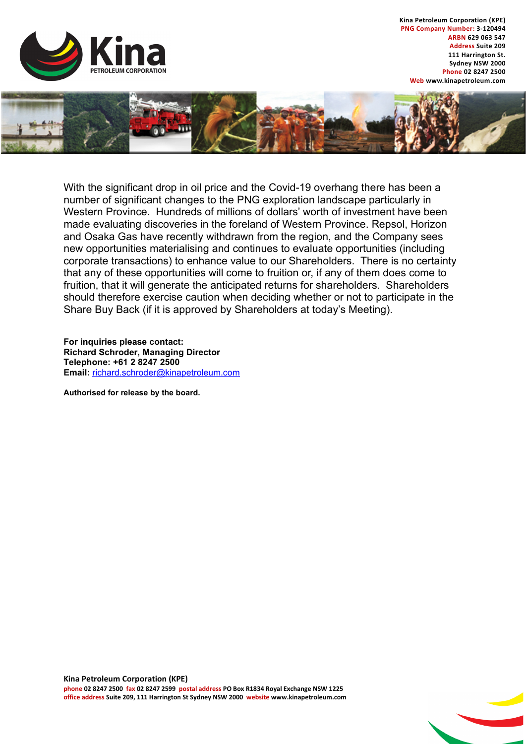With the significant drop in oil price and the Covid-19 overhang there has been a number of significant changes to the PNG exploration landscape particularly in Western Province. Hundreds of millions of dollars' worth of investment have been made evaluating discoveries in the foreland of Western Province. Repsol, Horizon and Osaka Gas have recently withdrawn from the region, and the Company sees new opportunities materialising and continues to evaluate opportunities (including corporate transactions) to enhance value to our Shareholders. There is no certainty that any of these opportunities will come to fruition or, if any of them does come to fruition, that it will generate the anticipated returns for shareholders. Shareholders should therefore exercise caution when deciding whether or not to participate in the Share Buy Back (if it is approved by Shareholders at today's Meeting).

**For inquiries please contact:**
**Richard Schroder, Managing Director**
**Telephone: +61 2 8247 2500**
**Email:** richard.schroder@kinapetroleum.com

**Authorised for release by the board.**